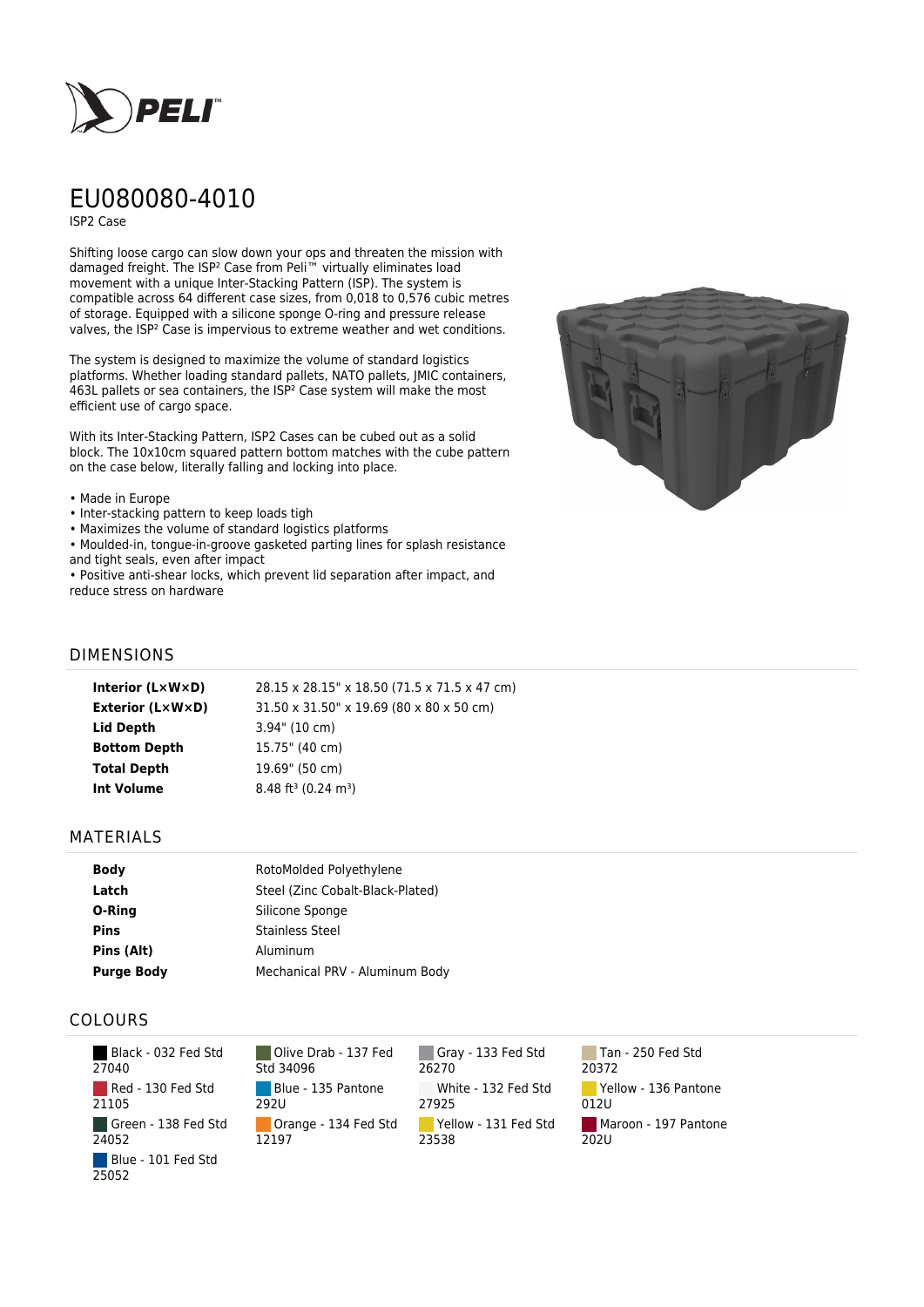# EU080080-4010

ISP2 Case

Shifting loose cargo can slow down your ops and threaten the mission with damaged freight. The ISP² Case from Peli™ virtually eliminates load movement with a unique Inter-Stacking Pattern (ISP). The system is compatible across 64 different case sizes, from 0,018 to 0,576 cubic metres of storage. Equipped with a silicone sponge O-ring and pressure release valves, the ISP² Case is impervious to extreme weather and wet conditions.

The system is designed to maximize the volume of standard logistics platforms. Whether loading standard pallets, NATO pallets, JMIC containers, 463L pallets or sea containers, the ISP² Case system will make the most efficient use of cargo space.

With its Inter-Stacking Pattern, ISP2 Cases can be cubed out as a solid block. The 10x10cm squared pattern bottom matches with the cube pattern on the case below, literally falling and locking into place.

- Made in Europe
- Inter-stacking pattern to keep loads tigh
- Maximizes the volume of standard logistics platforms
- Moulded-in, tongue-in-groove gasketed parting lines for splash resistance and tight seals, even after impact
- Positive anti-shear locks, which prevent lid separation after impact, and reduce stress on hardware

## DIMENSIONS

| | |
|---|---|
| **Interior (L×W×D)** | 28.15 x 28.15" x 18.50 (71.5 x 71.5 x 47 cm) |
| **Exterior (L×W×D)** | 31.50 x 31.50" x 19.69 (80 x 80 x 50 cm) |
| **Lid Depth** | 3.94" (10 cm) |
| **Bottom Depth** | 15.75" (40 cm) |
| **Total Depth** | 19.69" (50 cm) |
| **Int Volume** | 8.48 ft³ (0.24 m³) |

## MATERIALS

| | |
|---|---|
| **Body** | RotoMolded Polyethylene |
| **Latch** | Steel (Zinc Cobalt-Black-Plated) |
| **O-Ring** | Silicone Sponge |
| **Pins** | Stainless Steel |
| **Pins (Alt)** | Aluminum |
| **Purge Body** | Mechanical PRV - Aluminum Body |

## COLOURS

- Black - 032 Fed Std 27040
- Red - 130 Fed Std 21105
- Green - 138 Fed Std 24052
- Blue - 101 Fed Std 25052
- Olive Drab - 137 Fed Std 34096
- Blue - 135 Pantone 292U
- Orange - 134 Fed Std 12197
- Gray - 133 Fed Std 26270
- White - 132 Fed Std 27925
- Yellow - 131 Fed Std 23538
- Tan - 250 Fed Std 20372
- Yellow - 136 Pantone 012U
- Maroon - 197 Pantone 202U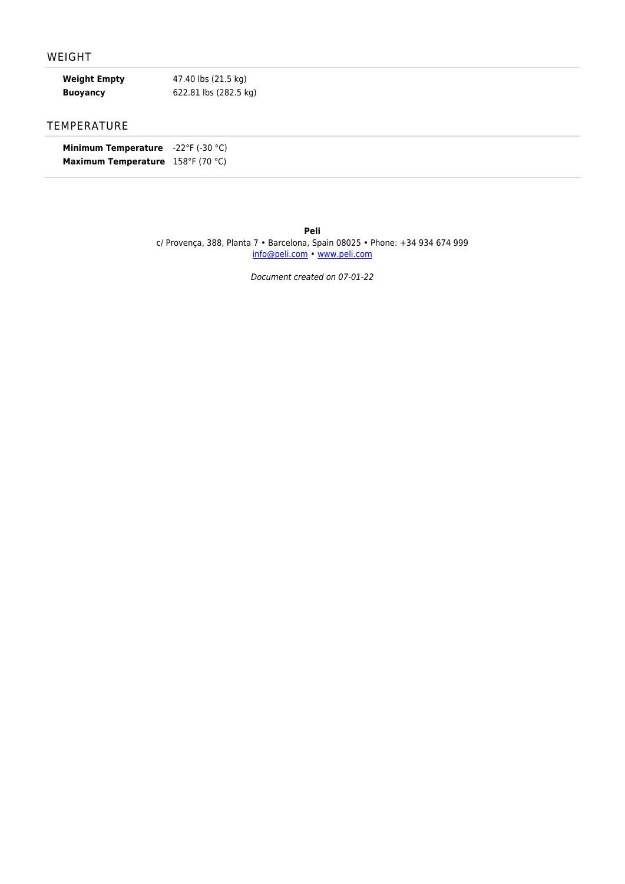## WEIGHT

| | |
|---|---|
| **Weight Empty** | 47.40 lbs (21.5 kg) |
| **Buoyancy** | 622.81 lbs (282.5 kg) |

## TEMPERATURE

| | |
|---|---|
| **Minimum Temperature** | -22°F (-30 °C) |
| **Maximum Temperature** | 158°F (70 °C) |

**Peli**
c/ Provença, 388, Planta 7 • Barcelona, Spain 08025 • Phone: +34 934 674 999
info@peli.com • www.peli.com

*Document created on 07-01-22*